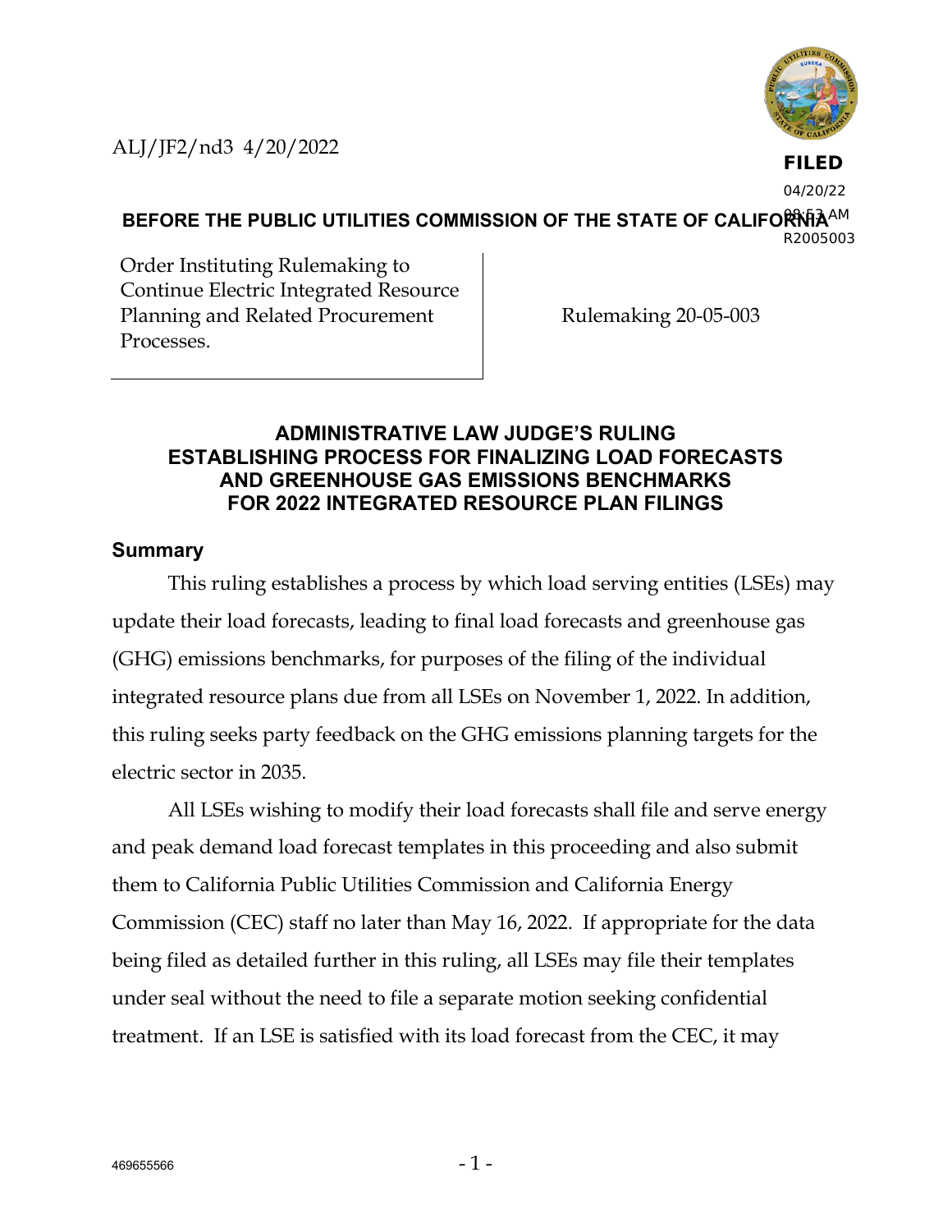ALJ/JF2/nd3 4/20/2022

FILED
04/20/22
08:53 AM
R2005003

**BEFORE THE PUBLIC UTILITIES COMMISSION OF THE STATE OF CALIFORNIA**

| Order Instituting Rulemaking to Continue Electric Integrated Resource Planning and Related Procurement Processes. | Rulemaking 20-05-003 |
|---|---|

## ADMINISTRATIVE LAW JUDGE'S RULING ESTABLISHING PROCESS FOR FINALIZING LOAD FORECASTS AND GREENHOUSE GAS EMISSIONS BENCHMARKS FOR 2022 INTEGRATED RESOURCE PLAN FILINGS

### Summary

This ruling establishes a process by which load serving entities (LSEs) may update their load forecasts, leading to final load forecasts and greenhouse gas (GHG) emissions benchmarks, for purposes of the filing of the individual integrated resource plans due from all LSEs on November 1, 2022. In addition, this ruling seeks party feedback on the GHG emissions planning targets for the electric sector in 2035.

All LSEs wishing to modify their load forecasts shall file and serve energy and peak demand load forecast templates in this proceeding and also submit them to California Public Utilities Commission and California Energy Commission (CEC) staff no later than May 16, 2022. If appropriate for the data being filed as detailed further in this ruling, all LSEs may file their templates under seal without the need to file a separate motion seeking confidential treatment. If an LSE is satisfied with its load forecast from the CEC, it may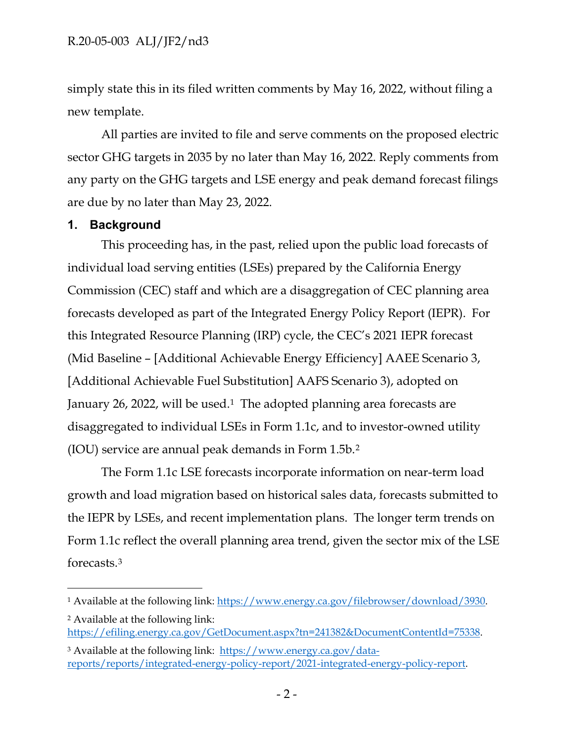simply state this in its filed written comments by May 16, 2022, without filing a new template.

All parties are invited to file and serve comments on the proposed electric sector GHG targets in 2035 by no later than May 16, 2022. Reply comments from any party on the GHG targets and LSE energy and peak demand forecast filings are due by no later than May 23, 2022.

## 1. Background

This proceeding has, in the past, relied upon the public load forecasts of individual load serving entities (LSEs) prepared by the California Energy Commission (CEC) staff and which are a disaggregation of CEC planning area forecasts developed as part of the Integrated Energy Policy Report (IEPR). For this Integrated Resource Planning (IRP) cycle, the CEC's 2021 IEPR forecast (Mid Baseline – [Additional Achievable Energy Efficiency] AAEE Scenario 3, [Additional Achievable Fuel Substitution] AAFS Scenario 3), adopted on January 26, 2022, will be used.[1] The adopted planning area forecasts are disaggregated to individual LSEs in Form 1.1c, and to investor-owned utility (IOU) service are annual peak demands in Form 1.5b.[2]

The Form 1.1c LSE forecasts incorporate information on near-term load growth and load migration based on historical sales data, forecasts submitted to the IEPR by LSEs, and recent implementation plans. The longer term trends on Form 1.1c reflect the overall planning area trend, given the sector mix of the LSE forecasts.[3]

---

[1] Available at the following link: https://www.energy.ca.gov/filebrowser/download/3930.

[2] Available at the following link: https://efiling.energy.ca.gov/GetDocument.aspx?tn=241382&DocumentContentId=75338.

[3] Available at the following link: https://www.energy.ca.gov/data-reports/reports/integrated-energy-policy-report/2021-integrated-energy-policy-report.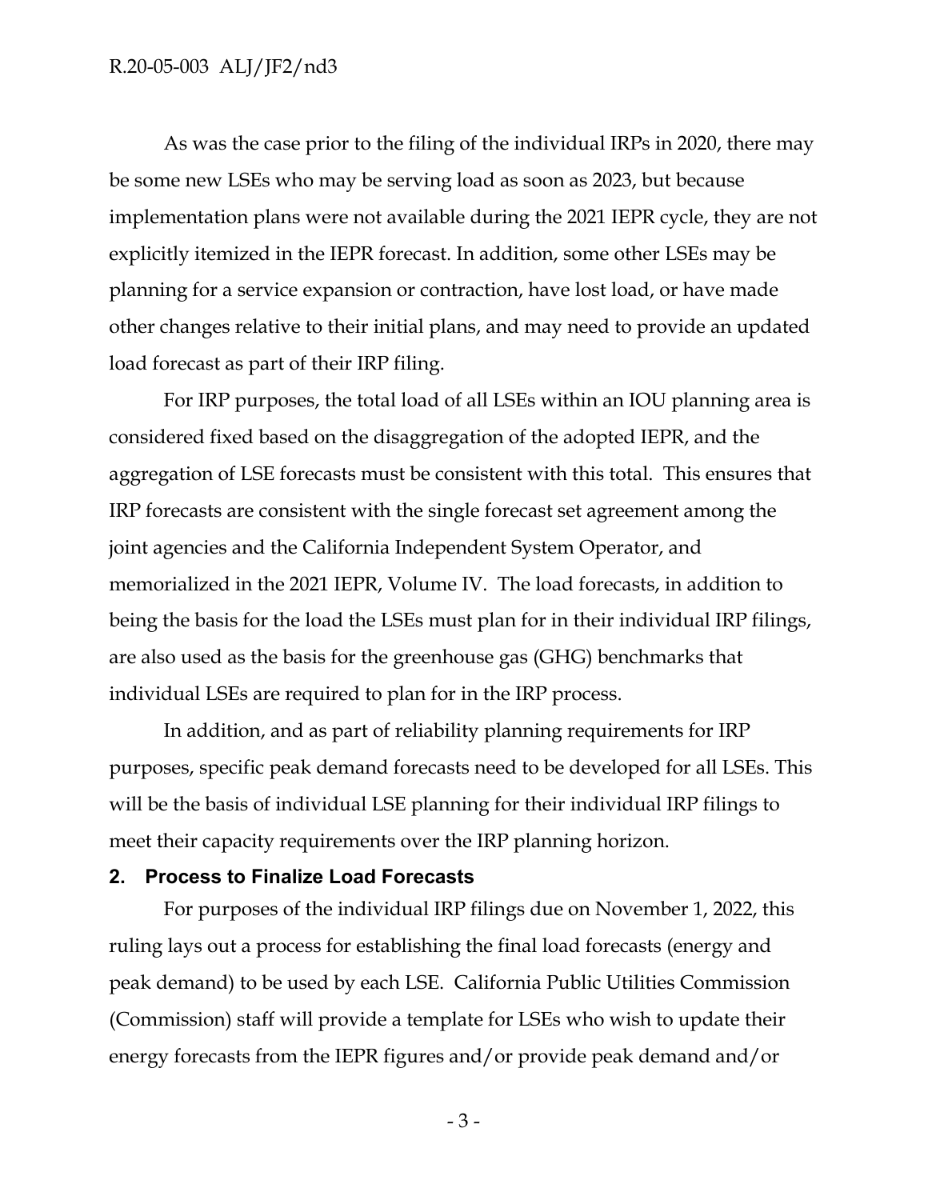As was the case prior to the filing of the individual IRPs in 2020, there may be some new LSEs who may be serving load as soon as 2023, but because implementation plans were not available during the 2021 IEPR cycle, they are not explicitly itemized in the IEPR forecast. In addition, some other LSEs may be planning for a service expansion or contraction, have lost load, or have made other changes relative to their initial plans, and may need to provide an updated load forecast as part of their IRP filing.

For IRP purposes, the total load of all LSEs within an IOU planning area is considered fixed based on the disaggregation of the adopted IEPR, and the aggregation of LSE forecasts must be consistent with this total. This ensures that IRP forecasts are consistent with the single forecast set agreement among the joint agencies and the California Independent System Operator, and memorialized in the 2021 IEPR, Volume IV. The load forecasts, in addition to being the basis for the load the LSEs must plan for in their individual IRP filings, are also used as the basis for the greenhouse gas (GHG) benchmarks that individual LSEs are required to plan for in the IRP process.

In addition, and as part of reliability planning requirements for IRP purposes, specific peak demand forecasts need to be developed for all LSEs. This will be the basis of individual LSE planning for their individual IRP filings to meet their capacity requirements over the IRP planning horizon.

## 2. Process to Finalize Load Forecasts

For purposes of the individual IRP filings due on November 1, 2022, this ruling lays out a process for establishing the final load forecasts (energy and peak demand) to be used by each LSE. California Public Utilities Commission (Commission) staff will provide a template for LSEs who wish to update their energy forecasts from the IEPR figures and/or provide peak demand and/or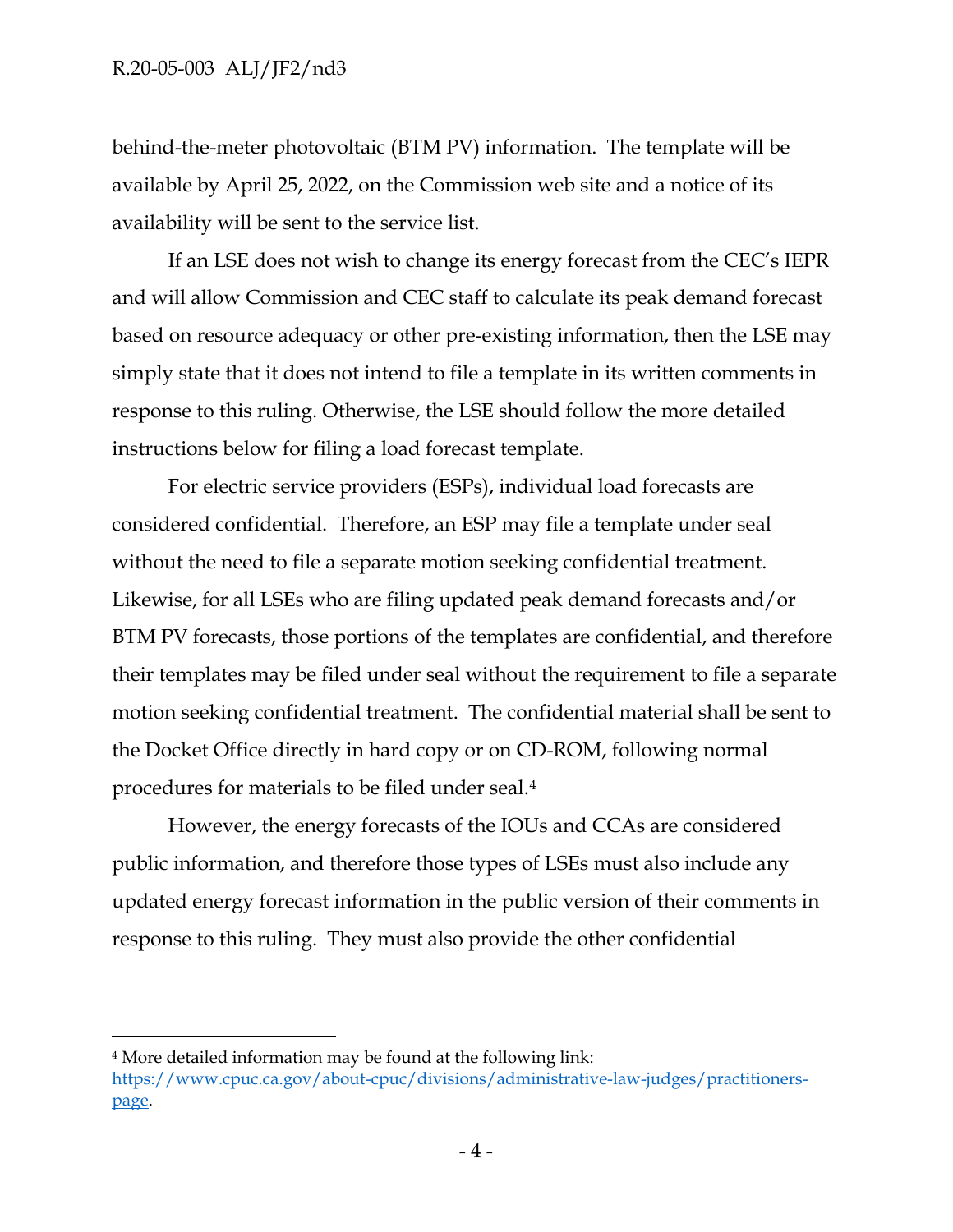behind-the-meter photovoltaic (BTM PV) information. The template will be available by April 25, 2022, on the Commission web site and a notice of its availability will be sent to the service list.

If an LSE does not wish to change its energy forecast from the CEC's IEPR and will allow Commission and CEC staff to calculate its peak demand forecast based on resource adequacy or other pre-existing information, then the LSE may simply state that it does not intend to file a template in its written comments in response to this ruling. Otherwise, the LSE should follow the more detailed instructions below for filing a load forecast template.

For electric service providers (ESPs), individual load forecasts are considered confidential. Therefore, an ESP may file a template under seal without the need to file a separate motion seeking confidential treatment. Likewise, for all LSEs who are filing updated peak demand forecasts and/or BTM PV forecasts, those portions of the templates are confidential, and therefore their templates may be filed under seal without the requirement to file a separate motion seeking confidential treatment. The confidential material shall be sent to the Docket Office directly in hard copy or on CD-ROM, following normal procedures for materials to be filed under seal.[4]

However, the energy forecasts of the IOUs and CCAs are considered public information, and therefore those types of LSEs must also include any updated energy forecast information in the public version of their comments in response to this ruling. They must also provide the other confidential

---

[4] More detailed information may be found at the following link: [https://www.cpuc.ca.gov/about-cpuc/divisions/administrative-law-judges/practitioners-page](https://www.cpuc.ca.gov/about-cpuc/divisions/administrative-law-judges/practitioners-page).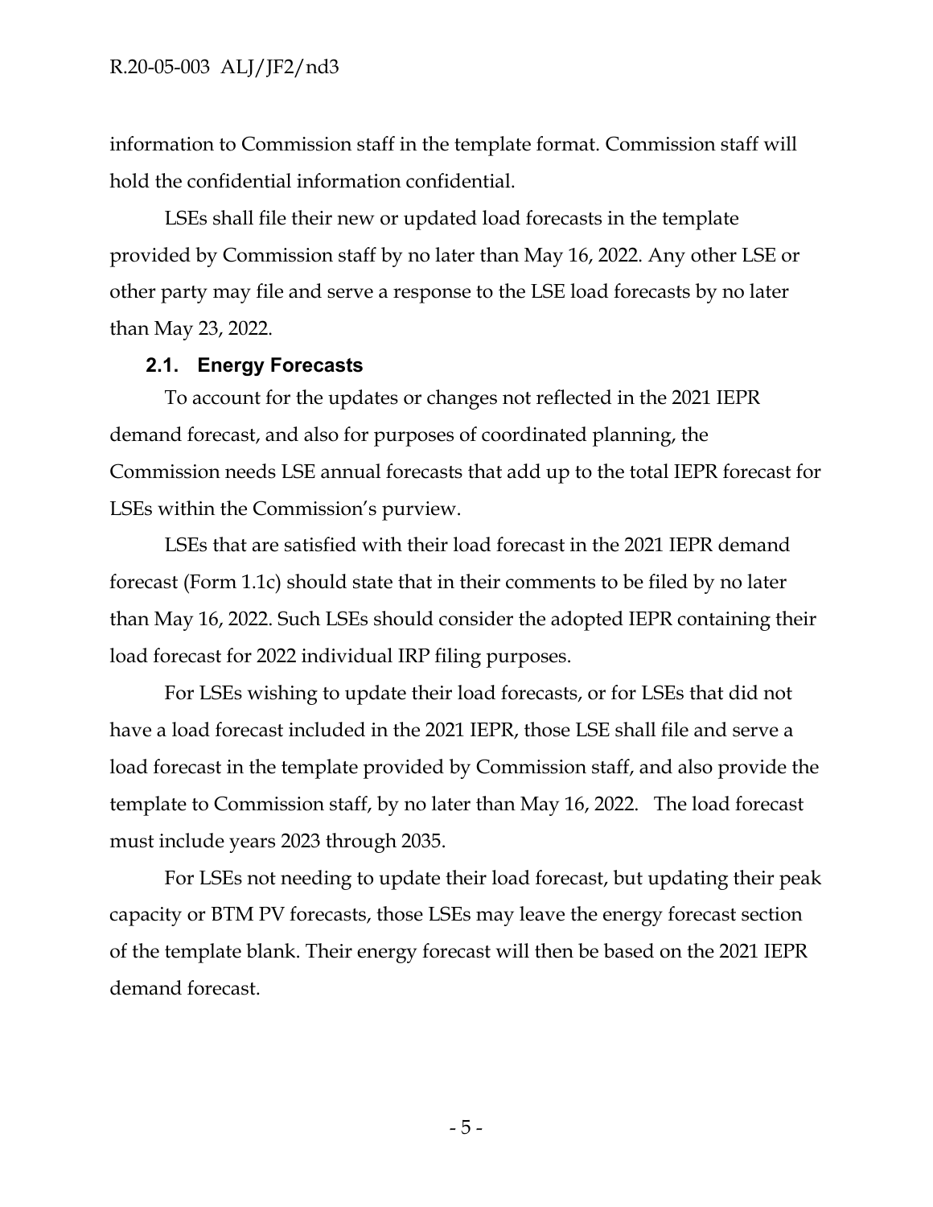information to Commission staff in the template format. Commission staff will hold the confidential information confidential.

LSEs shall file their new or updated load forecasts in the template provided by Commission staff by no later than May 16, 2022. Any other LSE or other party may file and serve a response to the LSE load forecasts by no later than May 23, 2022.

### 2.1. Energy Forecasts

To account for the updates or changes not reflected in the 2021 IEPR demand forecast, and also for purposes of coordinated planning, the Commission needs LSE annual forecasts that add up to the total IEPR forecast for LSEs within the Commission's purview.

LSEs that are satisfied with their load forecast in the 2021 IEPR demand forecast (Form 1.1c) should state that in their comments to be filed by no later than May 16, 2022. Such LSEs should consider the adopted IEPR containing their load forecast for 2022 individual IRP filing purposes.

For LSEs wishing to update their load forecasts, or for LSEs that did not have a load forecast included in the 2021 IEPR, those LSE shall file and serve a load forecast in the template provided by Commission staff, and also provide the template to Commission staff, by no later than May 16, 2022. The load forecast must include years 2023 through 2035.

For LSEs not needing to update their load forecast, but updating their peak capacity or BTM PV forecasts, those LSEs may leave the energy forecast section of the template blank. Their energy forecast will then be based on the 2021 IEPR demand forecast.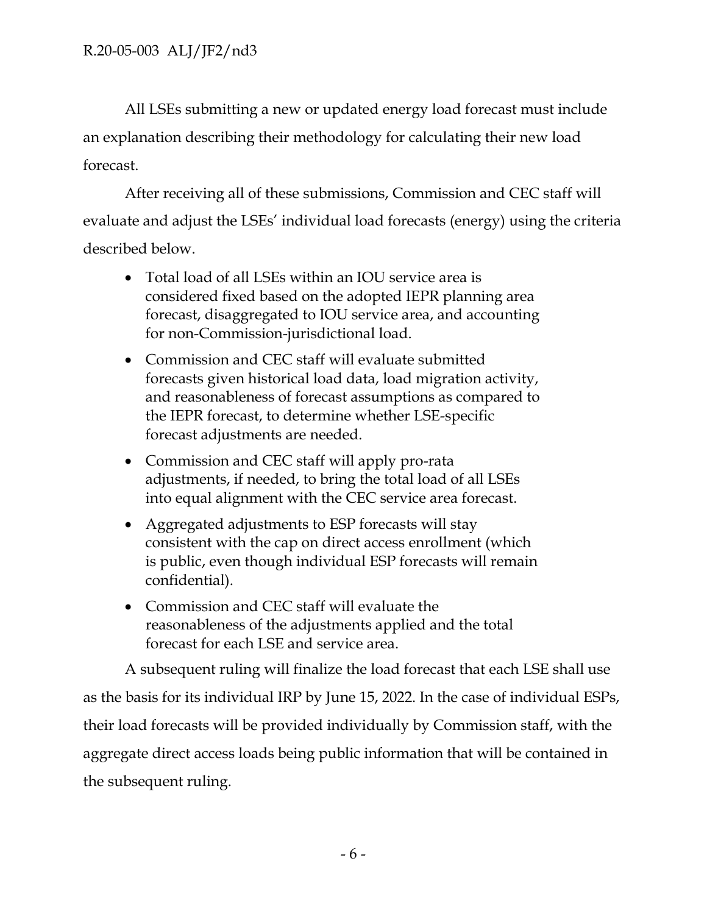All LSEs submitting a new or updated energy load forecast must include an explanation describing their methodology for calculating their new load forecast.

After receiving all of these submissions, Commission and CEC staff will evaluate and adjust the LSEs' individual load forecasts (energy) using the criteria described below.

- Total load of all LSEs within an IOU service area is considered fixed based on the adopted IEPR planning area forecast, disaggregated to IOU service area, and accounting for non-Commission-jurisdictional load.
- Commission and CEC staff will evaluate submitted forecasts given historical load data, load migration activity, and reasonableness of forecast assumptions as compared to the IEPR forecast, to determine whether LSE-specific forecast adjustments are needed.
- Commission and CEC staff will apply pro-rata adjustments, if needed, to bring the total load of all LSEs into equal alignment with the CEC service area forecast.
- Aggregated adjustments to ESP forecasts will stay consistent with the cap on direct access enrollment (which is public, even though individual ESP forecasts will remain confidential).
- Commission and CEC staff will evaluate the reasonableness of the adjustments applied and the total forecast for each LSE and service area.

A subsequent ruling will finalize the load forecast that each LSE shall use as the basis for its individual IRP by June 15, 2022. In the case of individual ESPs, their load forecasts will be provided individually by Commission staff, with the aggregate direct access loads being public information that will be contained in the subsequent ruling.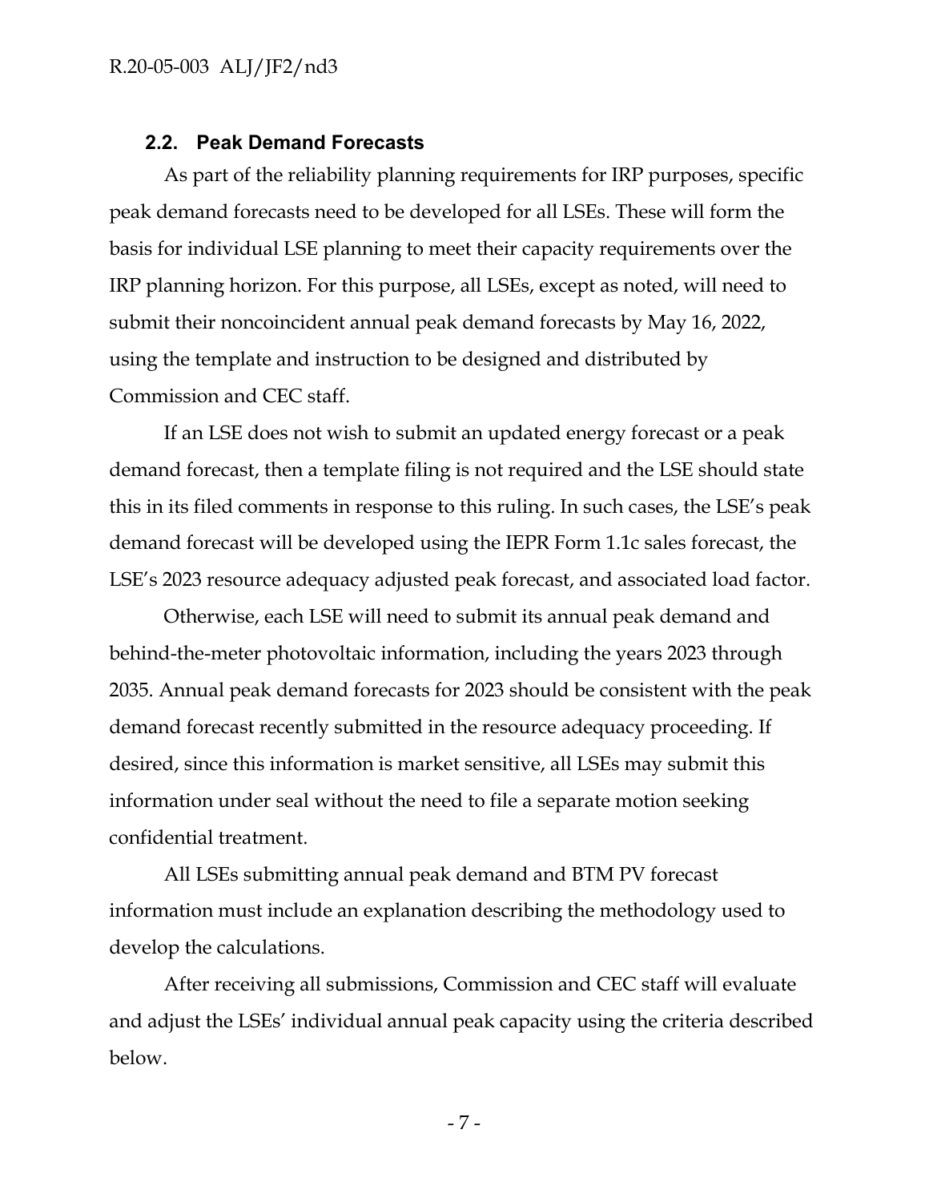### 2.2. Peak Demand Forecasts

As part of the reliability planning requirements for IRP purposes, specific peak demand forecasts need to be developed for all LSEs. These will form the basis for individual LSE planning to meet their capacity requirements over the IRP planning horizon. For this purpose, all LSEs, except as noted, will need to submit their noncoincident annual peak demand forecasts by May 16, 2022, using the template and instruction to be designed and distributed by Commission and CEC staff.

If an LSE does not wish to submit an updated energy forecast or a peak demand forecast, then a template filing is not required and the LSE should state this in its filed comments in response to this ruling. In such cases, the LSE's peak demand forecast will be developed using the IEPR Form 1.1c sales forecast, the LSE's 2023 resource adequacy adjusted peak forecast, and associated load factor.

Otherwise, each LSE will need to submit its annual peak demand and behind-the-meter photovoltaic information, including the years 2023 through 2035. Annual peak demand forecasts for 2023 should be consistent with the peak demand forecast recently submitted in the resource adequacy proceeding. If desired, since this information is market sensitive, all LSEs may submit this information under seal without the need to file a separate motion seeking confidential treatment.

All LSEs submitting annual peak demand and BTM PV forecast information must include an explanation describing the methodology used to develop the calculations.

After receiving all submissions, Commission and CEC staff will evaluate and adjust the LSEs' individual annual peak capacity using the criteria described below.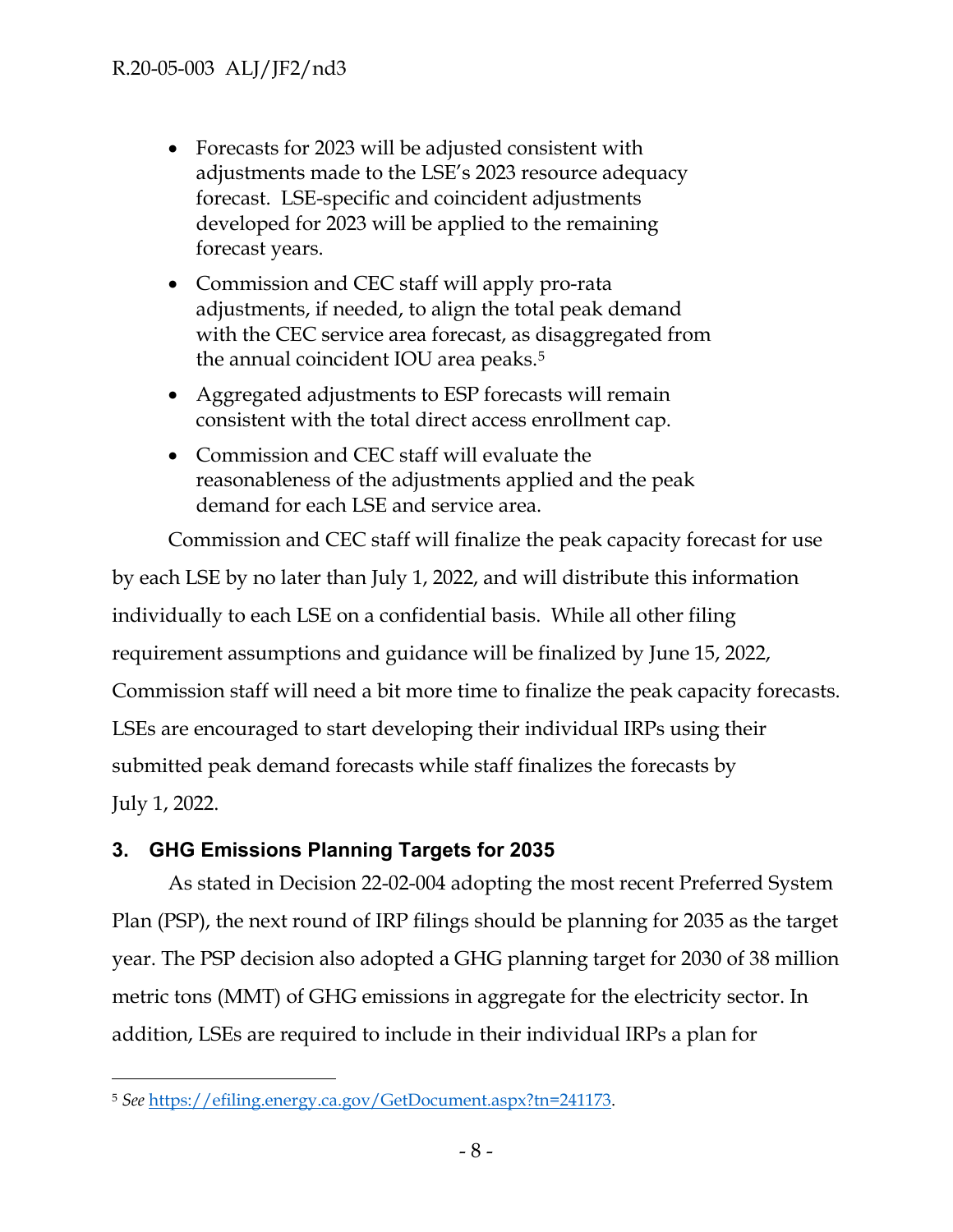- Forecasts for 2023 will be adjusted consistent with adjustments made to the LSE's 2023 resource adequacy forecast. LSE-specific and coincident adjustments developed for 2023 will be applied to the remaining forecast years.
- Commission and CEC staff will apply pro-rata adjustments, if needed, to align the total peak demand with the CEC service area forecast, as disaggregated from the annual coincident IOU area peaks.[5]
- Aggregated adjustments to ESP forecasts will remain consistent with the total direct access enrollment cap.
- Commission and CEC staff will evaluate the reasonableness of the adjustments applied and the peak demand for each LSE and service area.

Commission and CEC staff will finalize the peak capacity forecast for use by each LSE by no later than July 1, 2022, and will distribute this information individually to each LSE on a confidential basis. While all other filing requirement assumptions and guidance will be finalized by June 15, 2022, Commission staff will need a bit more time to finalize the peak capacity forecasts. LSEs are encouraged to start developing their individual IRPs using their submitted peak demand forecasts while staff finalizes the forecasts by July 1, 2022.

## 3. GHG Emissions Planning Targets for 2035

As stated in Decision 22-02-004 adopting the most recent Preferred System Plan (PSP), the next round of IRP filings should be planning for 2035 as the target year. The PSP decision also adopted a GHG planning target for 2030 of 38 million metric tons (MMT) of GHG emissions in aggregate for the electricity sector. In addition, LSEs are required to include in their individual IRPs a plan for

---

[5] *See* https://efiling.energy.ca.gov/GetDocument.aspx?tn=241173.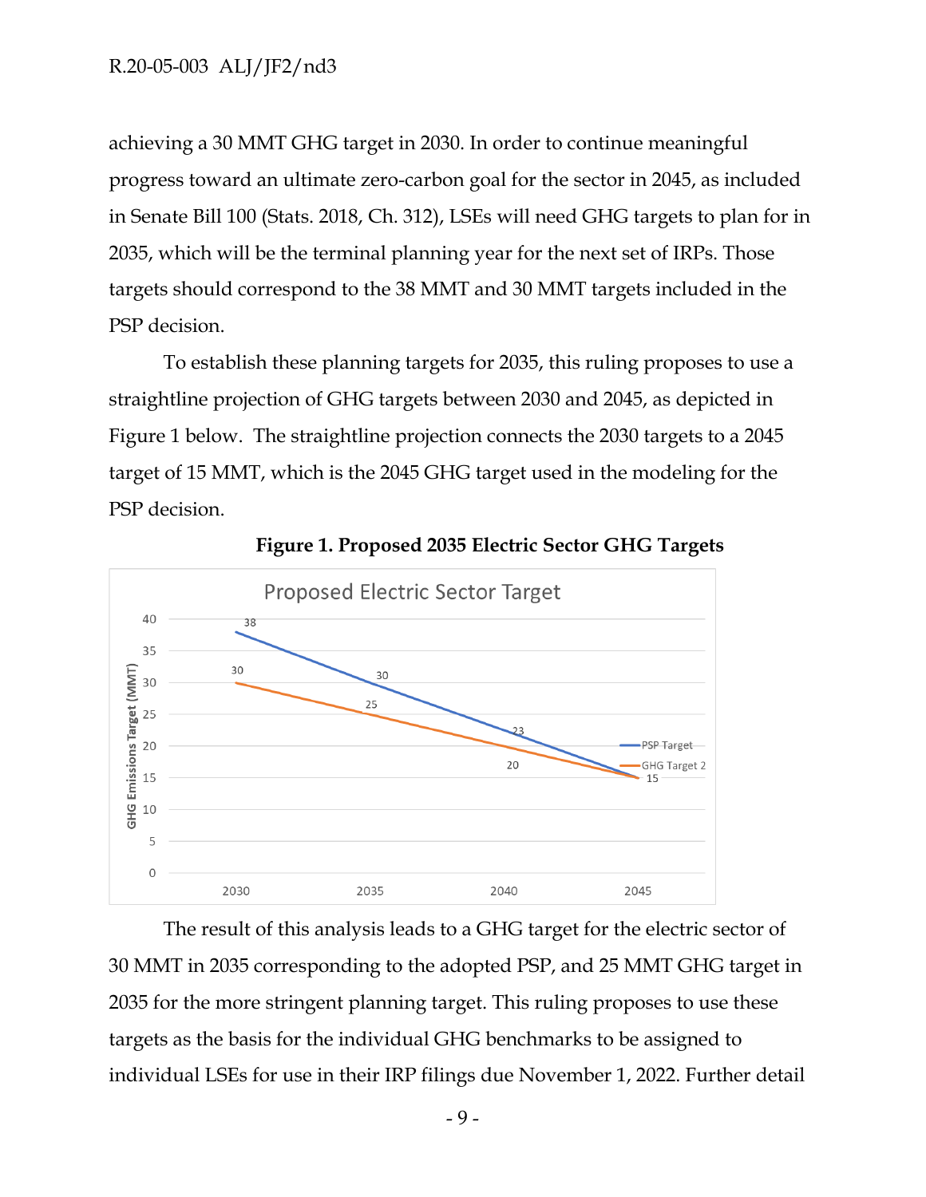achieving a 30 MMT GHG target in 2030. In order to continue meaningful progress toward an ultimate zero-carbon goal for the sector in 2045, as included in Senate Bill 100 (Stats. 2018, Ch. 312), LSEs will need GHG targets to plan for in 2035, which will be the terminal planning year for the next set of IRPs. Those targets should correspond to the 38 MMT and 30 MMT targets included in the PSP decision.

To establish these planning targets for 2035, this ruling proposes to use a straightline projection of GHG targets between 2030 and 2045, as depicted in Figure 1 below. The straightline projection connects the 2030 targets to a 2045 target of 15 MMT, which is the 2045 GHG target used in the modeling for the PSP decision.

**Figure 1. Proposed 2035 Electric Sector GHG Targets**

Proposed Electric Sector Target

| Year | PSP Target | GHG Target 2 |
|---|---|---|
| 2030 | 38 | 30 |
| 2035 | 30 | 25 |
| 2040 | 23 | 20 |
| 2045 | 15 | 15 |

The result of this analysis leads to a GHG target for the electric sector of 30 MMT in 2035 corresponding to the adopted PSP, and 25 MMT GHG target in 2035 for the more stringent planning target. This ruling proposes to use these targets as the basis for the individual GHG benchmarks to be assigned to individual LSEs for use in their IRP filings due November 1, 2022. Further detail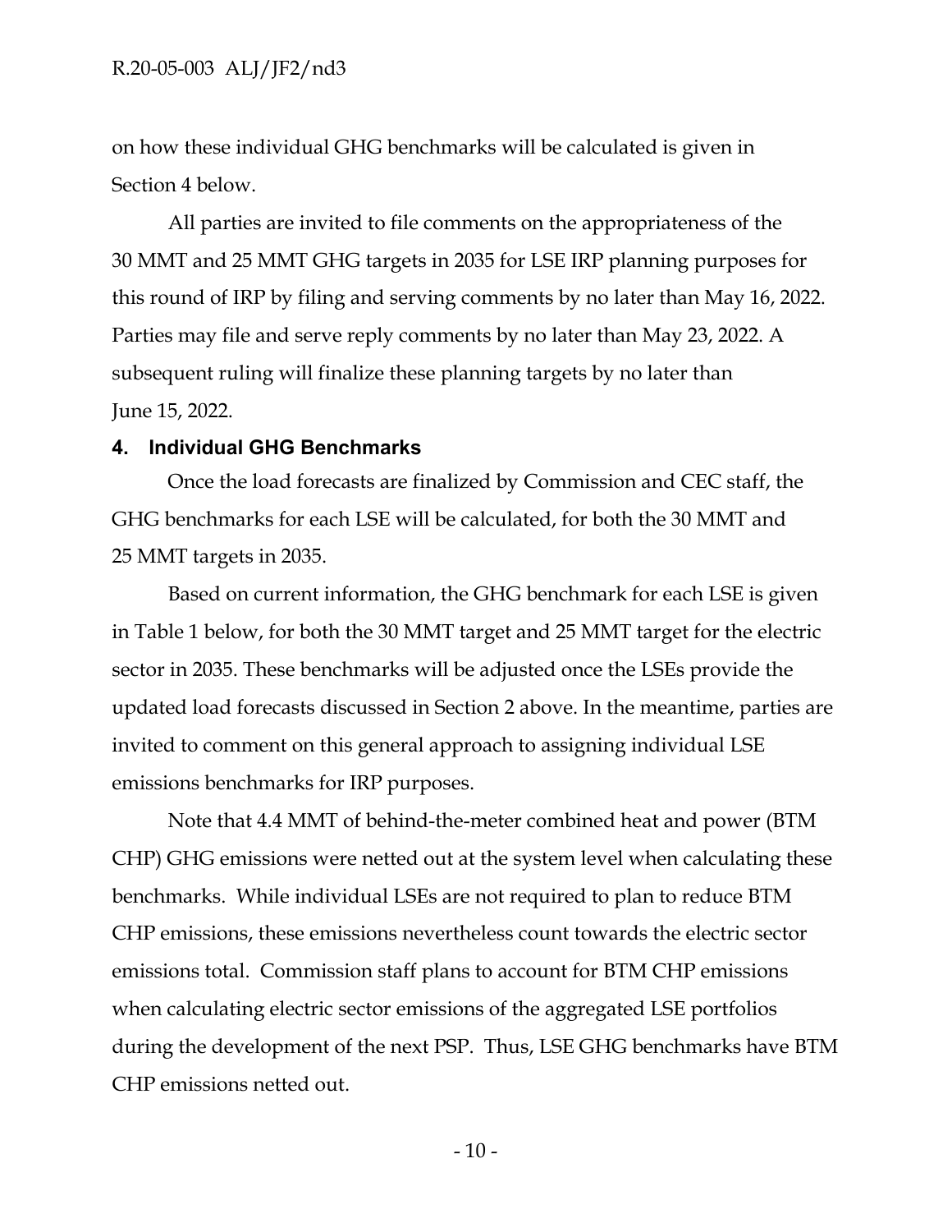on how these individual GHG benchmarks will be calculated is given in Section 4 below.

All parties are invited to file comments on the appropriateness of the 30 MMT and 25 MMT GHG targets in 2035 for LSE IRP planning purposes for this round of IRP by filing and serving comments by no later than May 16, 2022. Parties may file and serve reply comments by no later than May 23, 2022. A subsequent ruling will finalize these planning targets by no later than June 15, 2022.

## 4. Individual GHG Benchmarks

Once the load forecasts are finalized by Commission and CEC staff, the GHG benchmarks for each LSE will be calculated, for both the 30 MMT and 25 MMT targets in 2035.

Based on current information, the GHG benchmark for each LSE is given in Table 1 below, for both the 30 MMT target and 25 MMT target for the electric sector in 2035. These benchmarks will be adjusted once the LSEs provide the updated load forecasts discussed in Section 2 above. In the meantime, parties are invited to comment on this general approach to assigning individual LSE emissions benchmarks for IRP purposes.

Note that 4.4 MMT of behind-the-meter combined heat and power (BTM CHP) GHG emissions were netted out at the system level when calculating these benchmarks. While individual LSEs are not required to plan to reduce BTM CHP emissions, these emissions nevertheless count towards the electric sector emissions total. Commission staff plans to account for BTM CHP emissions when calculating electric sector emissions of the aggregated LSE portfolios during the development of the next PSP. Thus, LSE GHG benchmarks have BTM CHP emissions netted out.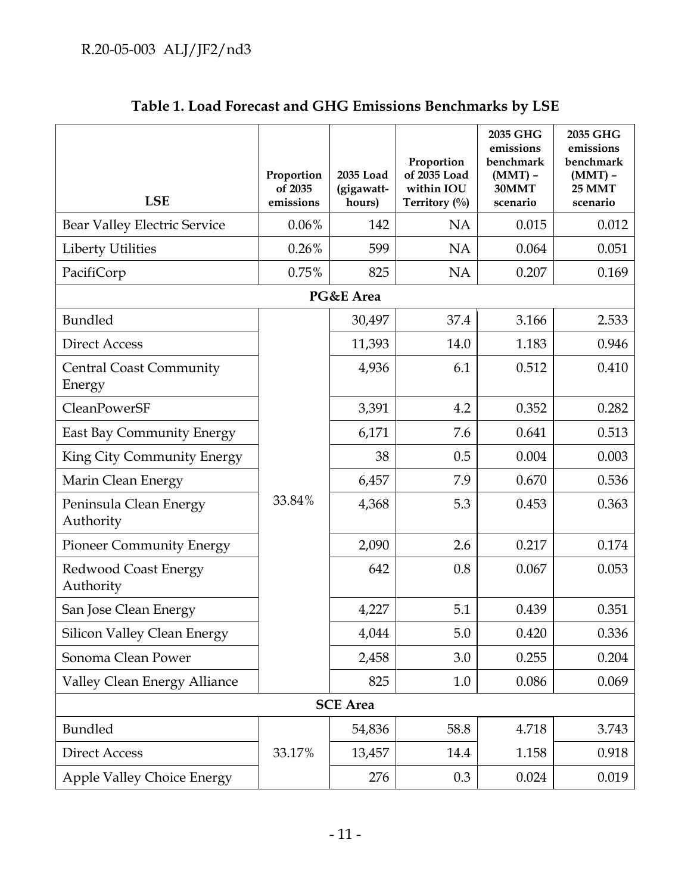**Table 1. Load Forecast and GHG Emissions Benchmarks by LSE**

| LSE | Proportion of 2035 emissions | 2035 Load (gigawatt-hours) | Proportion of 2035 Load within IOU Territory (%) | 2035 GHG emissions benchmark (MMT) – 30MMT scenario | 2035 GHG emissions benchmark (MMT) – 25 MMT scenario |
|---|---|---|---|---|---|
| Bear Valley Electric Service | 0.06% | 142 | NA | 0.015 | 0.012 |
| Liberty Utilities | 0.26% | 599 | NA | 0.064 | 0.051 |
| PacifiCorp | 0.75% | 825 | NA | 0.207 | 0.169 |
| **PG&E Area** | | | | | |
| Bundled | 33.84% | 30,497 | 37.4 | 3.166 | 2.533 |
| Direct Access | | 11,393 | 14.0 | 1.183 | 0.946 |
| Central Coast Community Energy | | 4,936 | 6.1 | 0.512 | 0.410 |
| CleanPowerSF | | 3,391 | 4.2 | 0.352 | 0.282 |
| East Bay Community Energy | | 6,171 | 7.6 | 0.641 | 0.513 |
| King City Community Energy | | 38 | 0.5 | 0.004 | 0.003 |
| Marin Clean Energy | | 6,457 | 7.9 | 0.670 | 0.536 |
| Peninsula Clean Energy Authority | | 4,368 | 5.3 | 0.453 | 0.363 |
| Pioneer Community Energy | | 2,090 | 2.6 | 0.217 | 0.174 |
| Redwood Coast Energy Authority | | 642 | 0.8 | 0.067 | 0.053 |
| San Jose Clean Energy | | 4,227 | 5.1 | 0.439 | 0.351 |
| Silicon Valley Clean Energy | | 4,044 | 5.0 | 0.420 | 0.336 |
| Sonoma Clean Power | | 2,458 | 3.0 | 0.255 | 0.204 |
| Valley Clean Energy Alliance | | 825 | 1.0 | 0.086 | 0.069 |
| **SCE Area** | | | | | |
| Bundled | 33.17% | 54,836 | 58.8 | 4.718 | 3.743 |
| Direct Access | | 13,457 | 14.4 | 1.158 | 0.918 |
| Apple Valley Choice Energy | | 276 | 0.3 | 0.024 | 0.019 |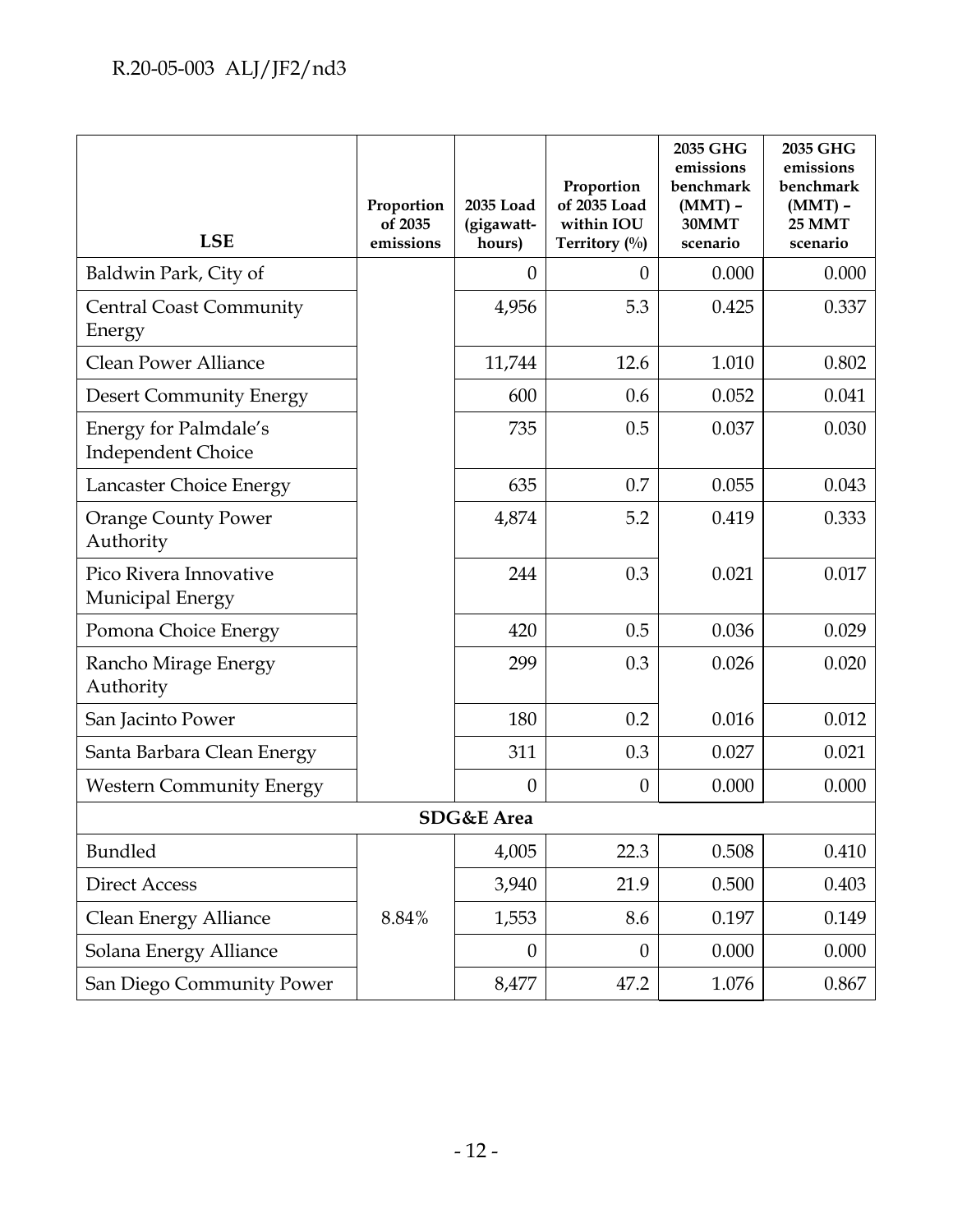| LSE | Proportion of 2035 emissions | 2035 Load (gigawatt-hours) | Proportion of 2035 Load within IOU Territory (%) | 2035 GHG emissions benchmark (MMT) – 30MMT scenario | 2035 GHG emissions benchmark (MMT) – 25 MMT scenario |
|---|---|---|---|---|---|
| Baldwin Park, City of | | 0 | 0 | 0.000 | 0.000 |
| Central Coast Community Energy | | 4,956 | 5.3 | 0.425 | 0.337 |
| Clean Power Alliance | | 11,744 | 12.6 | 1.010 | 0.802 |
| Desert Community Energy | | 600 | 0.6 | 0.052 | 0.041 |
| Energy for Palmdale's Independent Choice | | 735 | 0.5 | 0.037 | 0.030 |
| Lancaster Choice Energy | | 635 | 0.7 | 0.055 | 0.043 |
| Orange County Power Authority | | 4,874 | 5.2 | 0.419 | 0.333 |
| Pico Rivera Innovative Municipal Energy | | 244 | 0.3 | 0.021 | 0.017 |
| Pomona Choice Energy | | 420 | 0.5 | 0.036 | 0.029 |
| Rancho Mirage Energy Authority | | 299 | 0.3 | 0.026 | 0.020 |
| San Jacinto Power | | 180 | 0.2 | 0.016 | 0.012 |
| Santa Barbara Clean Energy | | 311 | 0.3 | 0.027 | 0.021 |
| Western Community Energy | | 0 | 0 | 0.000 | 0.000 |
| **SDG&E Area** | | | | | |
| Bundled | | 4,005 | 22.3 | 0.508 | 0.410 |
| Direct Access | | 3,940 | 21.9 | 0.500 | 0.403 |
| Clean Energy Alliance | 8.84% | 1,553 | 8.6 | 0.197 | 0.149 |
| Solana Energy Alliance | | 0 | 0 | 0.000 | 0.000 |
| San Diego Community Power | | 8,477 | 47.2 | 1.076 | 0.867 |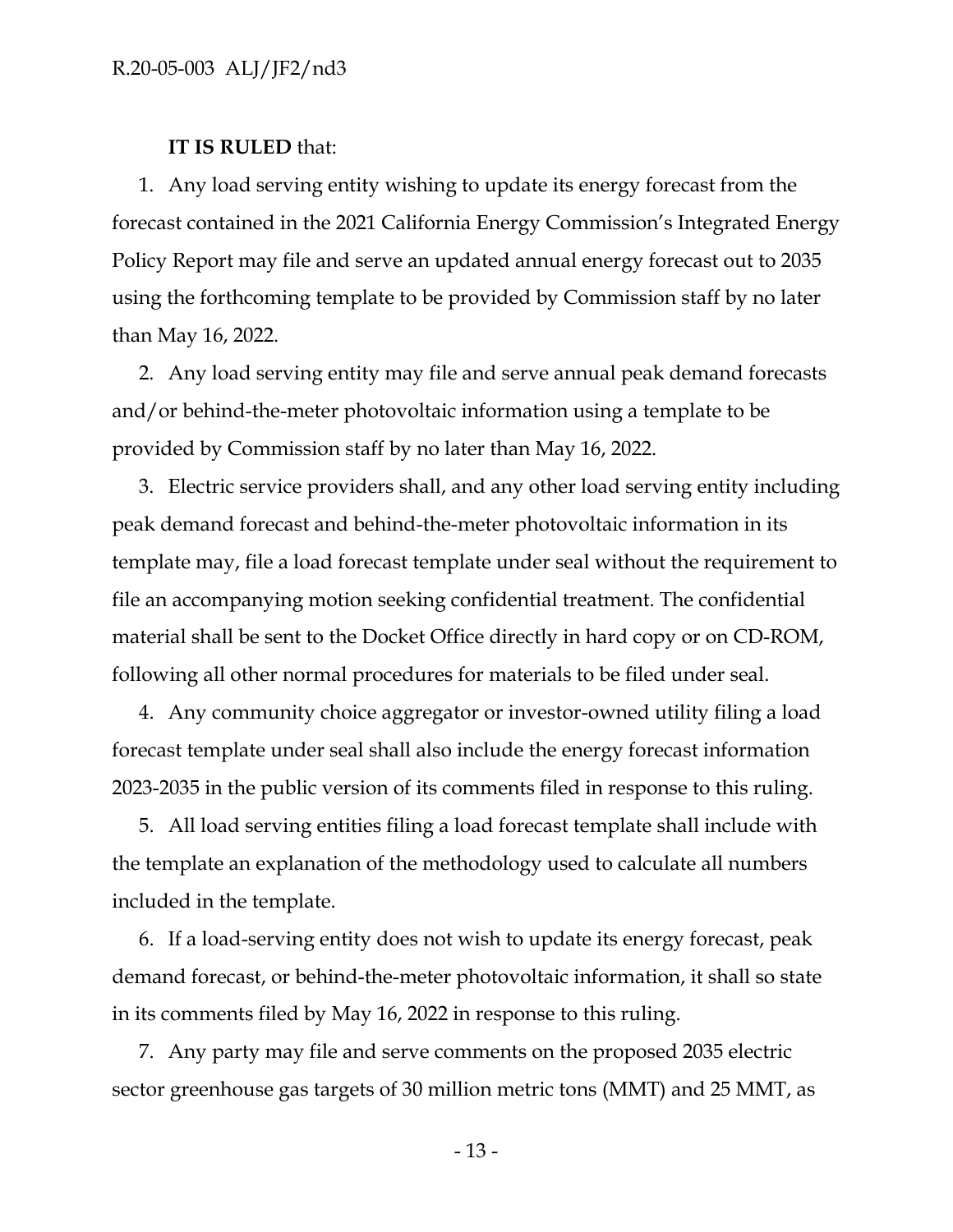**IT IS RULED** that:

1. Any load serving entity wishing to update its energy forecast from the forecast contained in the 2021 California Energy Commission's Integrated Energy Policy Report may file and serve an updated annual energy forecast out to 2035 using the forthcoming template to be provided by Commission staff by no later than May 16, 2022.

2. Any load serving entity may file and serve annual peak demand forecasts and/or behind-the-meter photovoltaic information using a template to be provided by Commission staff by no later than May 16, 2022.

3. Electric service providers shall, and any other load serving entity including peak demand forecast and behind-the-meter photovoltaic information in its template may, file a load forecast template under seal without the requirement to file an accompanying motion seeking confidential treatment. The confidential material shall be sent to the Docket Office directly in hard copy or on CD-ROM, following all other normal procedures for materials to be filed under seal.

4. Any community choice aggregator or investor-owned utility filing a load forecast template under seal shall also include the energy forecast information 2023-2035 in the public version of its comments filed in response to this ruling.

5. All load serving entities filing a load forecast template shall include with the template an explanation of the methodology used to calculate all numbers included in the template.

6. If a load-serving entity does not wish to update its energy forecast, peak demand forecast, or behind-the-meter photovoltaic information, it shall so state in its comments filed by May 16, 2022 in response to this ruling.

7. Any party may file and serve comments on the proposed 2035 electric sector greenhouse gas targets of 30 million metric tons (MMT) and 25 MMT, as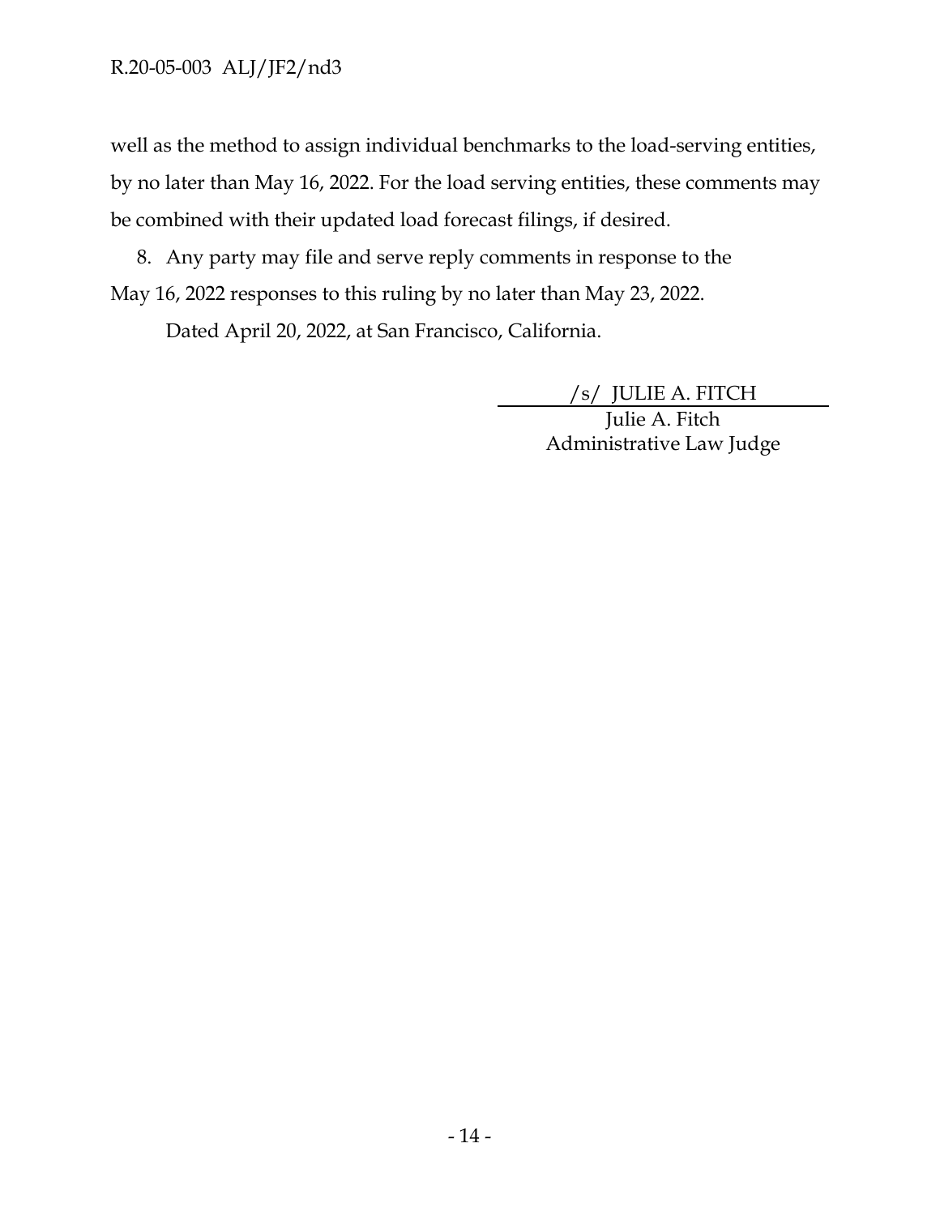well as the method to assign individual benchmarks to the load-serving entities, by no later than May 16, 2022. For the load serving entities, these comments may be combined with their updated load forecast filings, if desired.

8. Any party may file and serve reply comments in response to the May 16, 2022 responses to this ruling by no later than May 23, 2022.

Dated April 20, 2022, at San Francisco, California.

/s/ JULIE A. FITCH

Julie A. Fitch
Administrative Law Judge